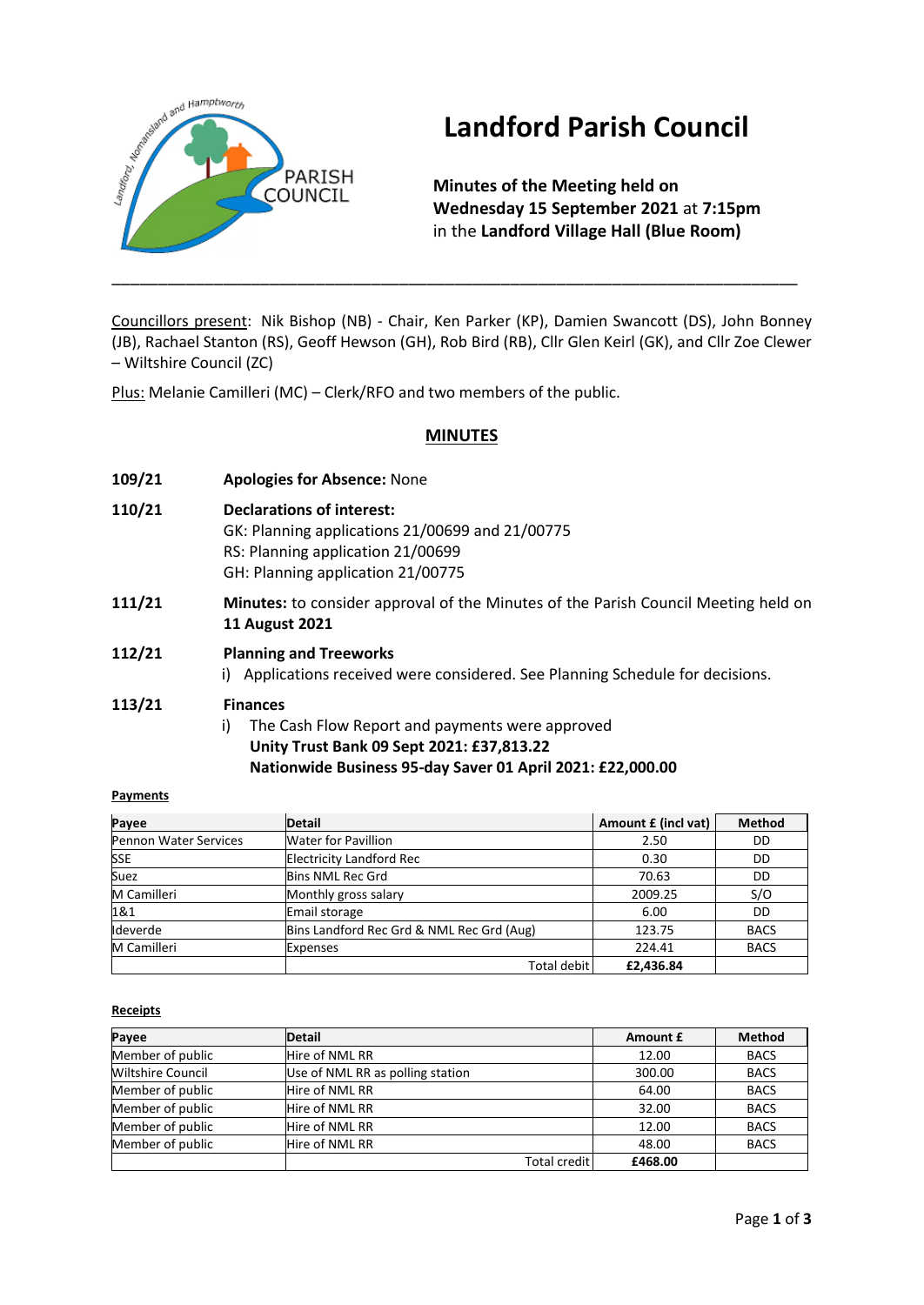# Landford Parish Council

**Minutes of the Meeting held on**
**Wednesday 15 September 2021** at **7:15pm**
in the **Landford Village Hall (Blue Room)**

---

Councillors present: Nik Bishop (NB) - Chair, Ken Parker (KP), Damien Swancott (DS), John Bonney (JB), Rachael Stanton (RS), Geoff Hewson (GH), Rob Bird (RB), Cllr Glen Keirl (GK), and Cllr Zoe Clewer – Wiltshire Council (ZC)

Plus: Melanie Camilleri (MC) – Clerk/RFO and two members of the public.

## MINUTES

**109/21** **Apologies for Absence:** None

**110/21** **Declarations of interest:**
GK: Planning applications 21/00699 and 21/00775
RS: Planning application 21/00699
GH: Planning application 21/00775

**111/21** **Minutes:** to consider approval of the Minutes of the Parish Council Meeting held on **11 August 2021**

**112/21** **Planning and Treeworks**
i) Applications received were considered. See Planning Schedule for decisions.

**113/21** **Finances**
i) The Cash Flow Report and payments were approved
**Unity Trust Bank 09 Sept 2021: £37,813.22**
**Nationwide Business 95-day Saver 01 April 2021: £22,000.00**

**Payments**

| Payee | Detail | Amount £ (incl vat) | Method |
|---|---|---|---|
| Pennon Water Services | Water for Pavillion | 2.50 | DD |
| SSE | Electricity Landford Rec | 0.30 | DD |
| Suez | Bins NML Rec Grd | 70.63 | DD |
| M Camilleri | Monthly gross salary | 2009.25 | S/O |
| 1&1 | Email storage | 6.00 | DD |
| Ideverde | Bins Landford Rec Grd & NML Rec Grd (Aug) | 123.75 | BACS |
| M Camilleri | Expenses | 224.41 | BACS |
| | Total debit | **£2,436.84** | |

**Receipts**

| Payee | Detail | Amount £ | Method |
|---|---|---|---|
| Member of public | Hire of NML RR | 12.00 | BACS |
| Wiltshire Council | Use of NML RR as polling station | 300.00 | BACS |
| Member of public | Hire of NML RR | 64.00 | BACS |
| Member of public | Hire of NML RR | 32.00 | BACS |
| Member of public | Hire of NML RR | 12.00 | BACS |
| Member of public | Hire of NML RR | 48.00 | BACS |
| | Total credit | **£468.00** | |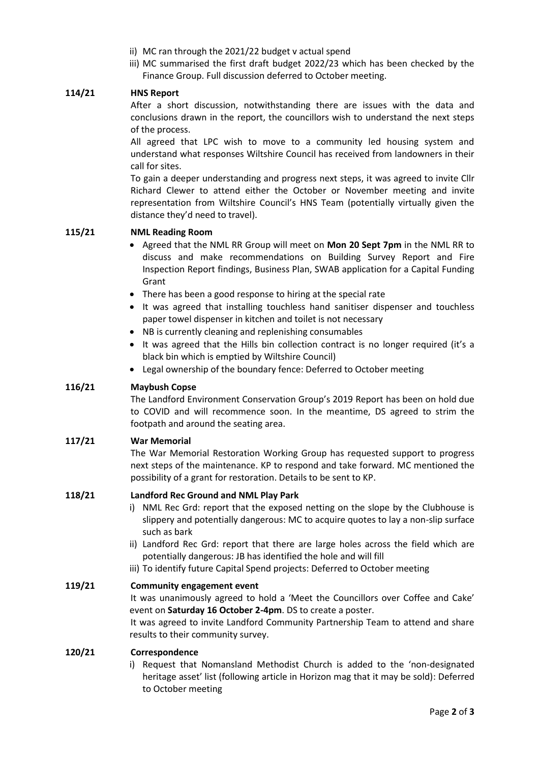ii) MC ran through the 2021/22 budget v actual spend

iii) MC summarised the first draft budget 2022/23 which has been checked by the Finance Group. Full discussion deferred to October meeting.

**114/21 HNS Report**

After a short discussion, notwithstanding there are issues with the data and conclusions drawn in the report, the councillors wish to understand the next steps of the process.

All agreed that LPC wish to move to a community led housing system and understand what responses Wiltshire Council has received from landowners in their call for sites.

To gain a deeper understanding and progress next steps, it was agreed to invite Cllr Richard Clewer to attend either the October or November meeting and invite representation from Wiltshire Council's HNS Team (potentially virtually given the distance they'd need to travel).

**115/21 NML Reading Room**

- Agreed that the NML RR Group will meet on **Mon 20 Sept 7pm** in the NML RR to discuss and make recommendations on Building Survey Report and Fire Inspection Report findings, Business Plan, SWAB application for a Capital Funding Grant
- There has been a good response to hiring at the special rate
- It was agreed that installing touchless hand sanitiser dispenser and touchless paper towel dispenser in kitchen and toilet is not necessary
- NB is currently cleaning and replenishing consumables
- It was agreed that the Hills bin collection contract is no longer required (it's a black bin which is emptied by Wiltshire Council)
- Legal ownership of the boundary fence: Deferred to October meeting

**116/21 Maybush Copse**

The Landford Environment Conservation Group's 2019 Report has been on hold due to COVID and will recommence soon. In the meantime, DS agreed to strim the footpath and around the seating area.

**117/21 War Memorial**

The War Memorial Restoration Working Group has requested support to progress next steps of the maintenance. KP to respond and take forward. MC mentioned the possibility of a grant for restoration. Details to be sent to KP.

**118/21 Landford Rec Ground and NML Play Park**

i) NML Rec Grd: report that the exposed netting on the slope by the Clubhouse is slippery and potentially dangerous: MC to acquire quotes to lay a non-slip surface such as bark

ii) Landford Rec Grd: report that there are large holes across the field which are potentially dangerous: JB has identified the hole and will fill

iii) To identify future Capital Spend projects: Deferred to October meeting

**119/21 Community engagement event**

It was unanimously agreed to hold a 'Meet the Councillors over Coffee and Cake' event on **Saturday 16 October 2-4pm**. DS to create a poster.

It was agreed to invite Landford Community Partnership Team to attend and share results to their community survey.

**120/21 Correspondence**

i) Request that Nomansland Methodist Church is added to the 'non-designated heritage asset' list (following article in Horizon mag that it may be sold): Deferred to October meeting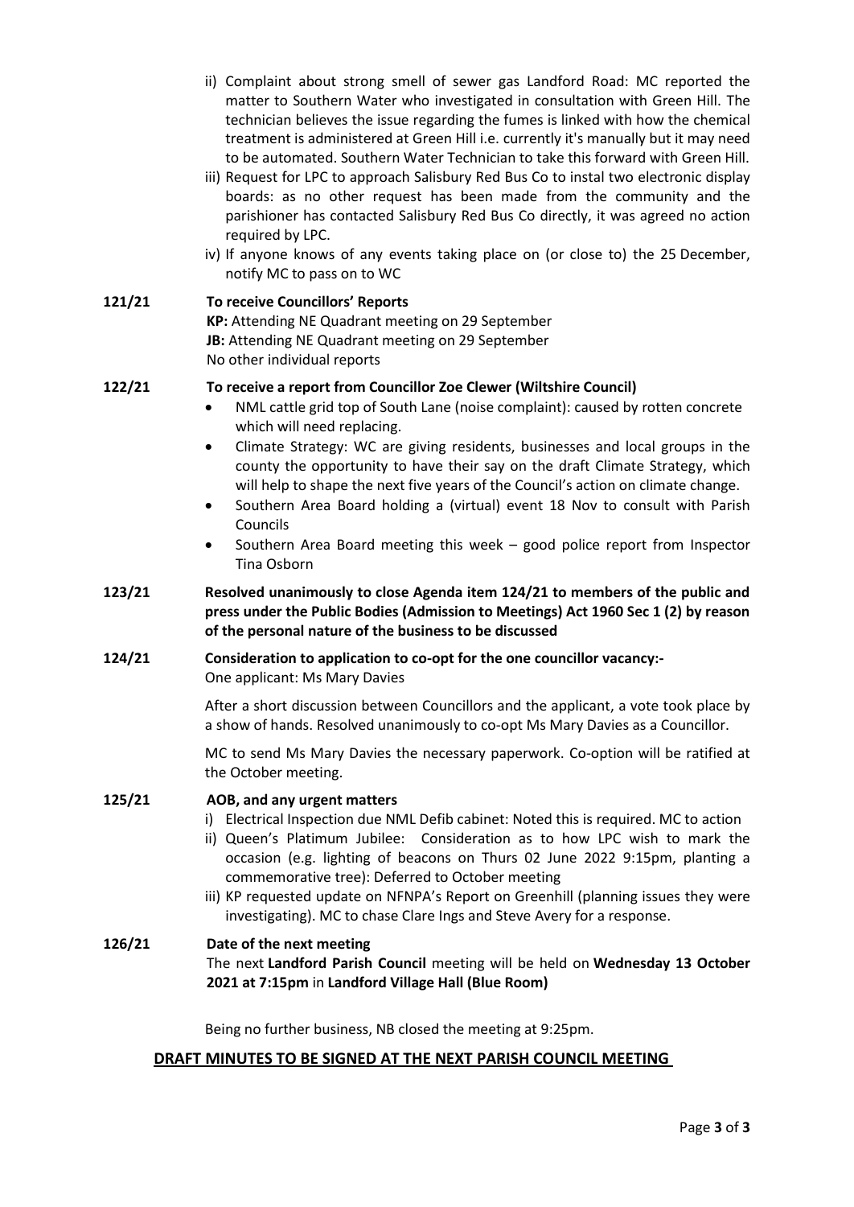ii) Complaint about strong smell of sewer gas Landford Road: MC reported the matter to Southern Water who investigated in consultation with Green Hill. The technician believes the issue regarding the fumes is linked with how the chemical treatment is administered at Green Hill i.e. currently it's manually but it may need to be automated. Southern Water Technician to take this forward with Green Hill.

iii) Request for LPC to approach Salisbury Red Bus Co to instal two electronic display boards: as no other request has been made from the community and the parishioner has contacted Salisbury Red Bus Co directly, it was agreed no action required by LPC.

iv) If anyone knows of any events taking place on (or close to) the 25 December, notify MC to pass on to WC

**121/21 To receive Councillors' Reports**

**KP:** Attending NE Quadrant meeting on 29 September
**JB:** Attending NE Quadrant meeting on 29 September
No other individual reports

**122/21 To receive a report from Councillor Zoe Clewer (Wiltshire Council)**

- NML cattle grid top of South Lane (noise complaint): caused by rotten concrete which will need replacing.
- Climate Strategy: WC are giving residents, businesses and local groups in the county the opportunity to have their say on the draft Climate Strategy, which will help to shape the next five years of the Council's action on climate change.
- Southern Area Board holding a (virtual) event 18 Nov to consult with Parish Councils
- Southern Area Board meeting this week – good police report from Inspector Tina Osborn

**123/21 Resolved unanimously to close Agenda item 124/21 to members of the public and press under the Public Bodies (Admission to Meetings) Act 1960 Sec 1 (2) by reason of the personal nature of the business to be discussed**

**124/21 Consideration to application to co-opt for the one councillor vacancy:-**

One applicant: Ms Mary Davies

After a short discussion between Councillors and the applicant, a vote took place by a show of hands. Resolved unanimously to co-opt Ms Mary Davies as a Councillor.

MC to send Ms Mary Davies the necessary paperwork. Co-option will be ratified at the October meeting.

**125/21 AOB, and any urgent matters**

i) Electrical Inspection due NML Defib cabinet: Noted this is required. MC to action

ii) Queen's Platinum Jubilee: Consideration as to how LPC wish to mark the occasion (e.g. lighting of beacons on Thurs 02 June 2022 9:15pm, planting a commemorative tree): Deferred to October meeting

iii) KP requested update on NFNPA's Report on Greenhill (planning issues they were investigating). MC to chase Clare Ings and Steve Avery for a response.

**126/21 Date of the next meeting**

The next **Landford Parish Council** meeting will be held on **Wednesday 13 October 2021 at 7:15pm** in **Landford Village Hall (Blue Room)**

Being no further business, NB closed the meeting at 9:25pm.

**DRAFT MINUTES TO BE SIGNED AT THE NEXT PARISH COUNCIL MEETING**